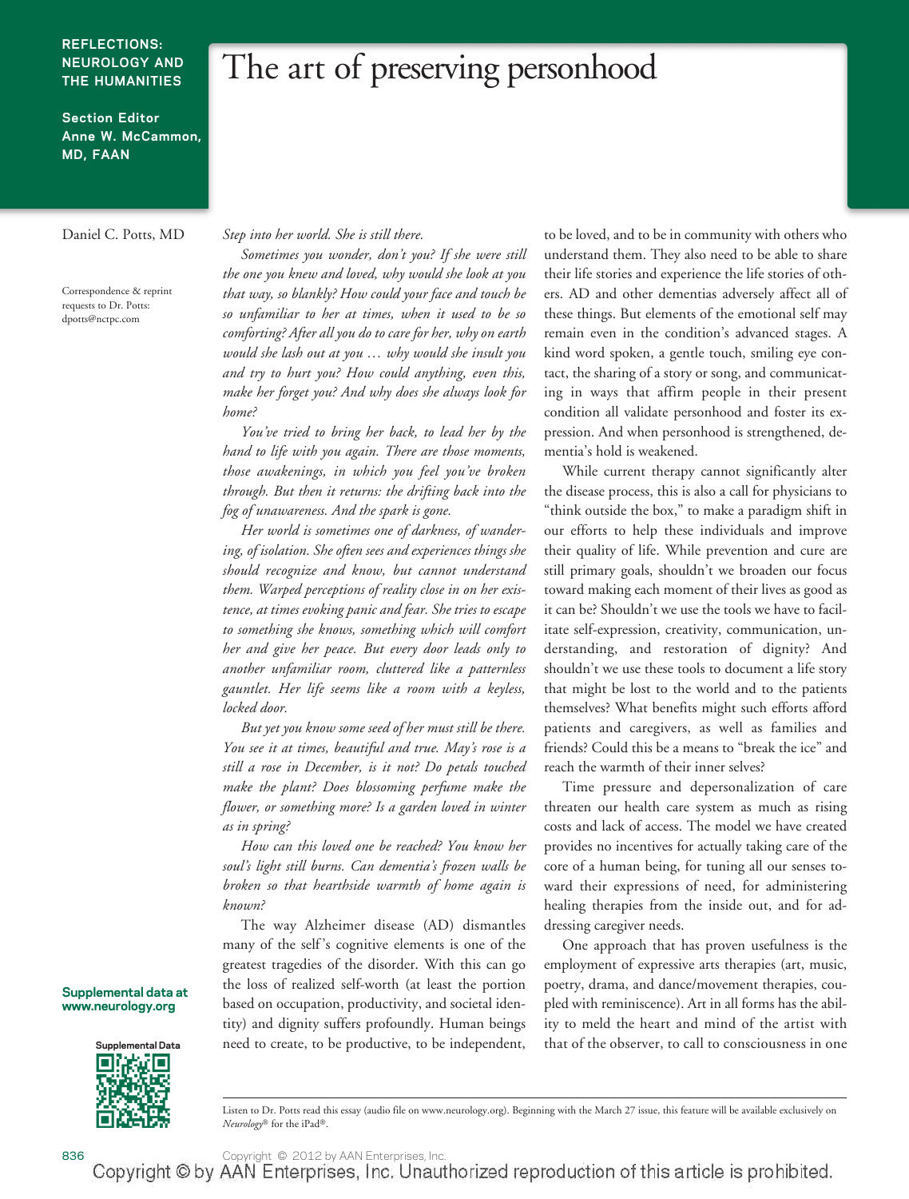REFLECTIONS: NEUROLOGY AND THE HUMANITIES

Section Editor
Anne W. McCammon, MD, FAAN

# The art of preserving personhood

Daniel C. Potts, MD

Correspondence & reprint requests to Dr. Potts: dpotts@nctpc.com

Supplemental data at www.neurology.org

*Step into her world. She is still there.*

*Sometimes you wonder, don't you? If she were still the one you knew and loved, why would she look at you that way, so blankly? How could your face and touch be so unfamiliar to her at times, when it used to be so comforting? After all you do to care for her, why on earth would she lash out at you … why would she insult you and try to hurt you? How could anything, even this, make her forget you? And why does she always look for home?*

*You've tried to bring her back, to lead her by the hand to life with you again. There are those moments, those awakenings, in which you feel you've broken through. But then it returns: the drifting back into the fog of unawareness. And the spark is gone.*

*Her world is sometimes one of darkness, of wandering, of isolation. She often sees and experiences things she should recognize and know, but cannot understand them. Warped perceptions of reality close in on her existence, at times evoking panic and fear. She tries to escape to something she knows, something which will comfort her and give her peace. But every door leads only to another unfamiliar room, cluttered like a patternless gauntlet. Her life seems like a room with a keyless, locked door.*

*But yet you know some seed of her must still be there. You see it at times, beautiful and true. May's rose is a still a rose in December, is it not? Do petals touched make the plant? Does blossoming perfume make the flower, or something more? Is a garden loved in winter as in spring?*

*How can this loved one be reached? You know her soul's light still burns. Can dementia's frozen walls be broken so that hearthside warmth of home again is known?*

The way Alzheimer disease (AD) dismantles many of the self's cognitive elements is one of the greatest tragedies of the disorder. With this can go the loss of realized self-worth (at least the portion based on occupation, productivity, and societal identity) and dignity suffers profoundly. Human beings need to create, to be productive, to be independent, to be loved, and to be in community with others who understand them. They also need to be able to share their life stories and experience the life stories of others. AD and other dementias adversely affect all of these things. But elements of the emotional self may remain even in the condition's advanced stages. A kind word spoken, a gentle touch, smiling eye contact, the sharing of a story or song, and communicating in ways that affirm people in their present condition all validate personhood and foster its expression. And when personhood is strengthened, dementia's hold is weakened.

While current therapy cannot significantly alter the disease process, this is also a call for physicians to "think outside the box," to make a paradigm shift in our efforts to help these individuals and improve their quality of life. While prevention and cure are still primary goals, shouldn't we broaden our focus toward making each moment of their lives as good as it can be? Shouldn't we use the tools we have to facilitate self-expression, creativity, communication, understanding, and restoration of dignity? And shouldn't we use these tools to document a life story that might be lost to the world and to the patients themselves? What benefits might such efforts afford patients and caregivers, as well as families and friends? Could this be a means to "break the ice" and reach the warmth of their inner selves?

Time pressure and depersonalization of care threaten our health care system as much as rising costs and lack of access. The model we have created provides no incentives for actually taking care of the core of a human being, for tuning all our senses toward their expressions of need, for administering healing therapies from the inside out, and for addressing caregiver needs.

One approach that has proven usefulness is the employment of expressive arts therapies (art, music, poetry, drama, and dance/movement therapies, coupled with reminiscence). Art in all forms has the ability to meld the heart and mind of the artist with that of the observer, to call to consciousness in one

Listen to Dr. Potts read this essay (audio file on www.neurology.org). Beginning with the March 27 issue, this feature will be available exclusively on *Neurology*® for the iPad®.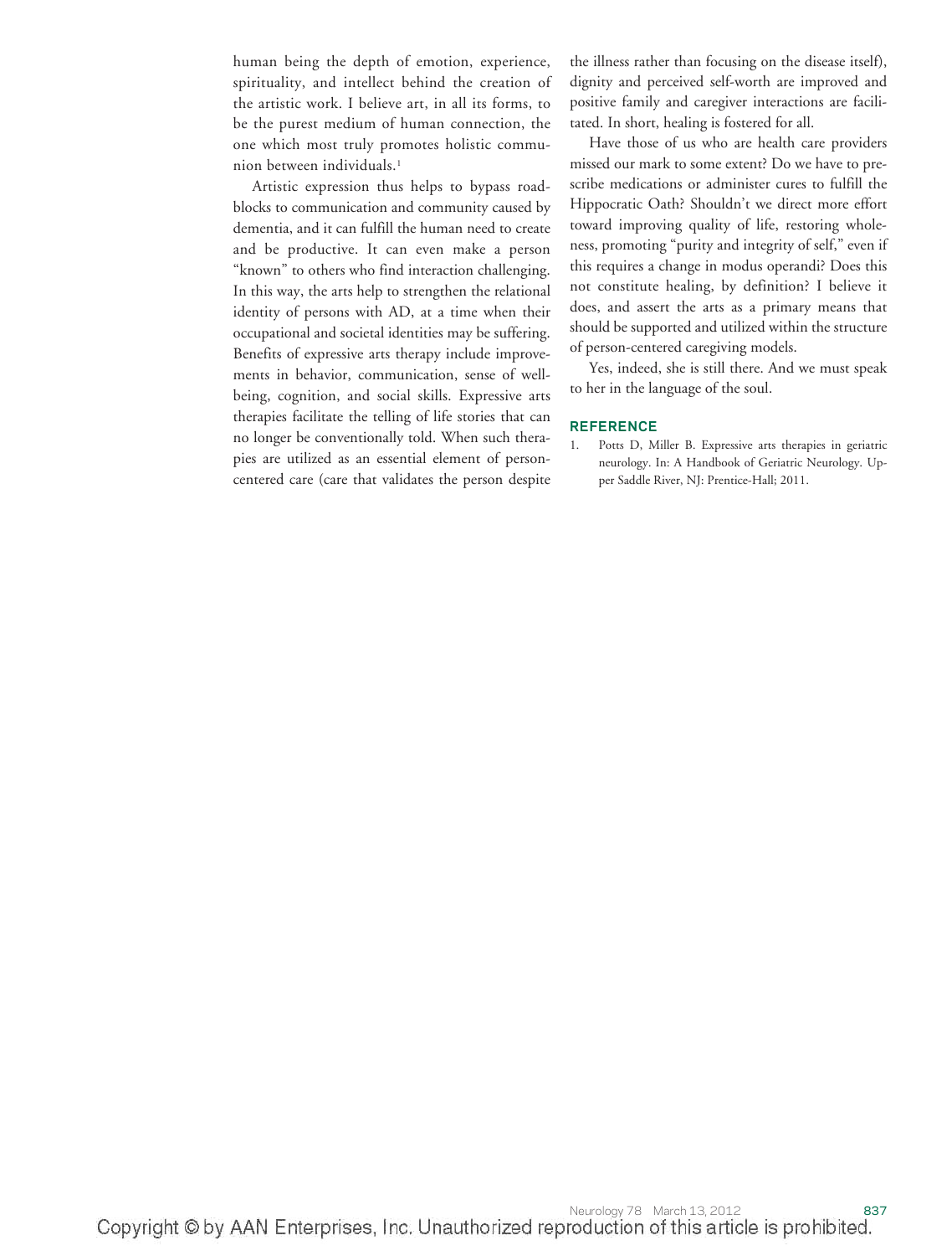human being the depth of emotion, experience, spirituality, and intellect behind the creation of the artistic work. I believe art, in all its forms, to be the purest medium of human connection, the one which most truly promotes holistic communion between individuals.[1]

Artistic expression thus helps to bypass roadblocks to communication and community caused by dementia, and it can fulfill the human need to create and be productive. It can even make a person "known" to others who find interaction challenging. In this way, the arts help to strengthen the relational identity of persons with AD, at a time when their occupational and societal identities may be suffering. Benefits of expressive arts therapy include improvements in behavior, communication, sense of well-being, cognition, and social skills. Expressive arts therapies facilitate the telling of life stories that can no longer be conventionally told. When such therapies are utilized as an essential element of person-centered care (care that validates the person despite the illness rather than focusing on the disease itself), dignity and perceived self-worth are improved and positive family and caregiver interactions are facilitated. In short, healing is fostered for all.

Have those of us who are health care providers missed our mark to some extent? Do we have to prescribe medications or administer cures to fulfill the Hippocratic Oath? Shouldn't we direct more effort toward improving quality of life, restoring wholeness, promoting "purity and integrity of self," even if this requires a change in modus operandi? Does this not constitute healing, by definition? I believe it does, and assert the arts as a primary means that should be supported and utilized within the structure of person-centered caregiving models.

Yes, indeed, she is still there. And we must speak to her in the language of the soul.

## REFERENCE

1. Potts D, Miller B. Expressive arts therapies in geriatric neurology. In: A Handbook of Geriatric Neurology. Upper Saddle River, NJ: Prentice-Hall; 2011.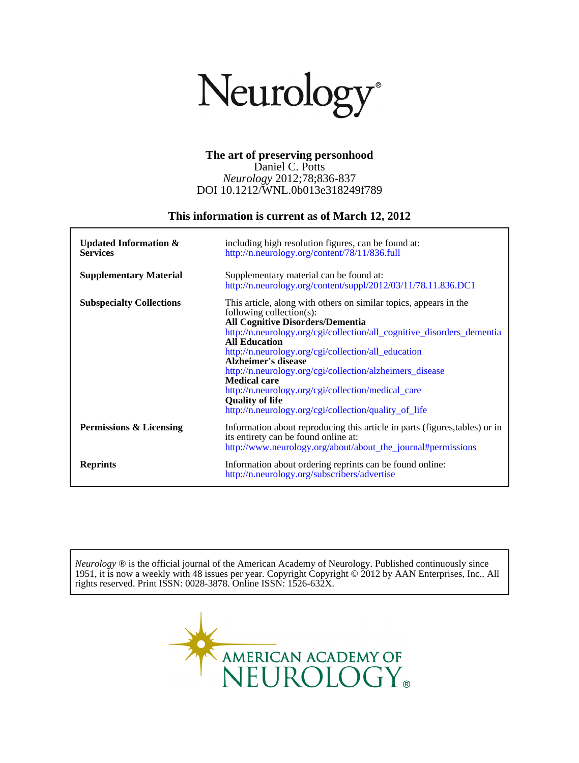# Neurology®

**The art of preserving personhood**
Daniel C. Potts
*Neurology* 2012;78;836-837
DOI 10.1212/WNL.0b013e318249f789

**This information is current as of March 12, 2012**

| | |
|---|---|
| **Updated Information & Services** | including high resolution figures, can be found at: http://n.neurology.org/content/78/11/836.full |
| **Supplementary Material** | Supplementary material can be found at: http://n.neurology.org/content/suppl/2012/03/11/78.11.836.DC1 |
| **Subspecialty Collections** | This article, along with others on similar topics, appears in the following collection(s): **All Cognitive Disorders/Dementia** http://n.neurology.org/cgi/collection/all_cognitive_disorders_dementia **All Education** http://n.neurology.org/cgi/collection/all_education **Alzheimer's disease** http://n.neurology.org/cgi/collection/alzheimers_disease **Medical care** http://n.neurology.org/cgi/collection/medical_care **Quality of life** http://n.neurology.org/cgi/collection/quality_of_life |
| **Permissions & Licensing** | Information about reproducing this article in parts (figures,tables) or in its entirety can be found online at: http://www.neurology.org/about/about_the_journal#permissions |
| **Reprints** | Information about ordering reprints can be found online: http://n.neurology.org/subscribers/advertise |

*Neurology* ® is the official journal of the American Academy of Neurology. Published continuously since 1951, it is now a weekly with 48 issues per year. Copyright Copyright © 2012 by AAN Enterprises, Inc.. All rights reserved. Print ISSN: 0028-3878. Online ISSN: 1526-632X.

AMERICAN ACADEMY OF NEUROLOGY®